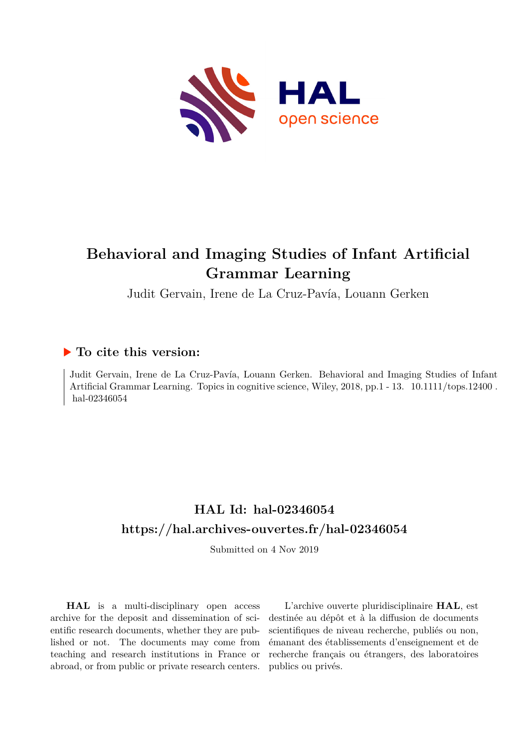# Behavioral and Imaging Studies of Infant Artificial Grammar Learning

Judit Gervain, Irene de La Cruz-Pavía, Louann Gerken

## ▶ To cite this version:

Judit Gervain, Irene de La Cruz-Pavía, Louann Gerken. Behavioral and Imaging Studies of Infant Artificial Grammar Learning. Topics in cognitive science, Wiley, 2018, pp.1 - 13. 10.1111/tops.12400 . hal-02346054

## HAL Id: hal-02346054
## https://hal.archives-ouvertes.fr/hal-02346054

Submitted on 4 Nov 2019

**HAL** is a multi-disciplinary open access archive for the deposit and dissemination of scientific research documents, whether they are published or not. The documents may come from teaching and research institutions in France or abroad, or from public or private research centers.

L'archive ouverte pluridisciplinaire **HAL**, est destinée au dépôt et à la diffusion de documents scientifiques de niveau recherche, publiés ou non, émanant des établissements d'enseignement et de recherche français ou étrangers, des laboratoires publics ou privés.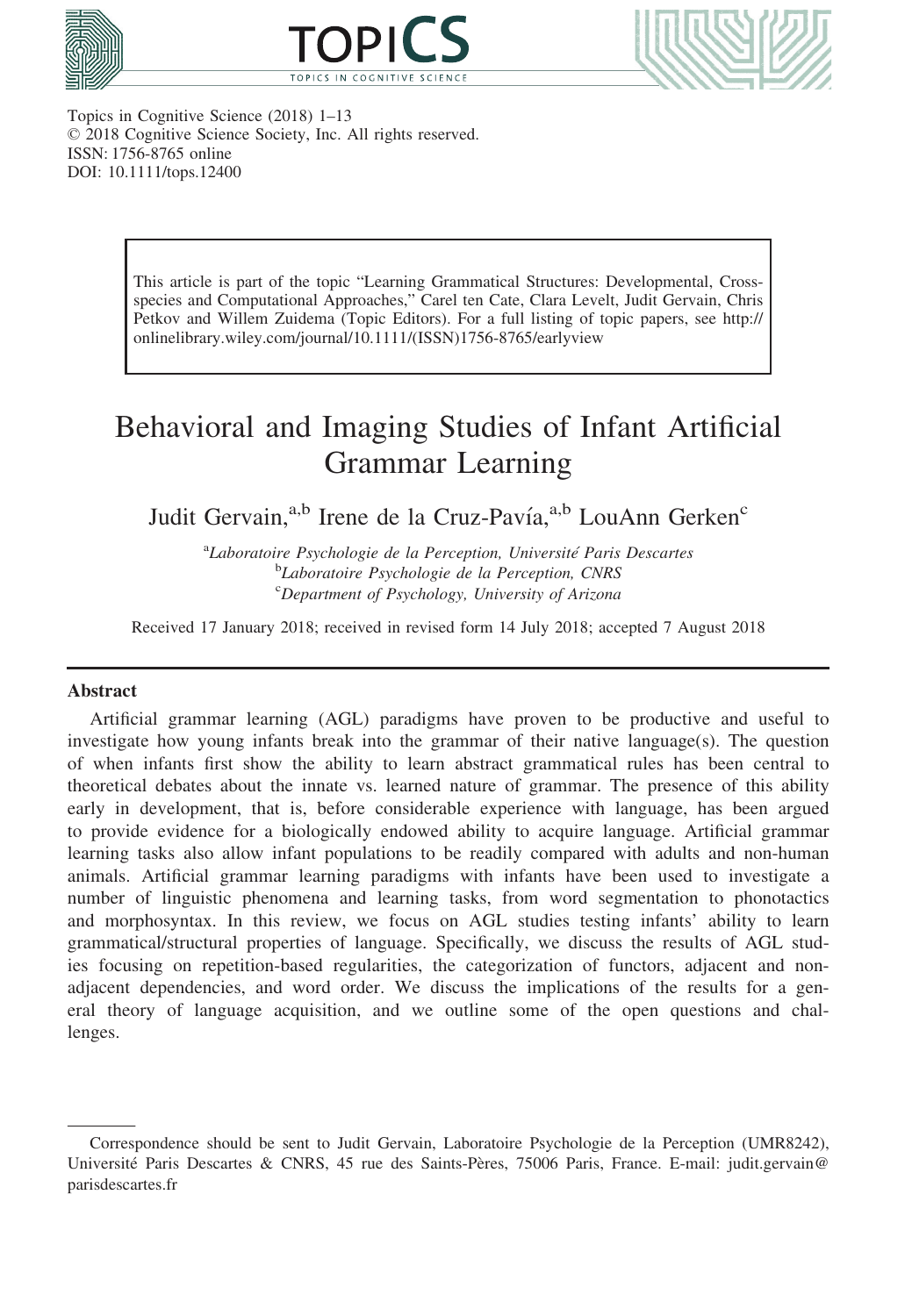Topics in Cognitive Science (2018) 1–13
© 2018 Cognitive Science Society, Inc. All rights reserved.
ISSN: 1756-8765 online
DOI: 10.1111/tops.12400

> This article is part of the topic "Learning Grammatical Structures: Developmental, Cross-species and Computational Approaches," Carel ten Cate, Clara Levelt, Judit Gervain, Chris Petkov and Willem Zuidema (Topic Editors). For a full listing of topic papers, see http://onlinelibrary.wiley.com/journal/10.1111/(ISSN)1756-8765/earlyview

# Behavioral and Imaging Studies of Infant Artificial Grammar Learning

Judit Gervain,[a,b] Irene de la Cruz-Pavía,[a,b] LouAnn Gerken[c]

[a]*Laboratoire Psychologie de la Perception, Université Paris Descartes*
[b]*Laboratoire Psychologie de la Perception, CNRS*
[c]*Department of Psychology, University of Arizona*

Received 17 January 2018; received in revised form 14 July 2018; accepted 7 August 2018

## Abstract

Artificial grammar learning (AGL) paradigms have proven to be productive and useful to investigate how young infants break into the grammar of their native language(s). The question of when infants first show the ability to learn abstract grammatical rules has been central to theoretical debates about the innate vs. learned nature of grammar. The presence of this ability early in development, that is, before considerable experience with language, has been argued to provide evidence for a biologically endowed ability to acquire language. Artificial grammar learning tasks also allow infant populations to be readily compared with adults and non-human animals. Artificial grammar learning paradigms with infants have been used to investigate a number of linguistic phenomena and learning tasks, from word segmentation to phonotactics and morphosyntax. In this review, we focus on AGL studies testing infants' ability to learn grammatical/structural properties of language. Specifically, we discuss the results of AGL studies focusing on repetition-based regularities, the categorization of functors, adjacent and non-adjacent dependencies, and word order. We discuss the implications of the results for a general theory of language acquisition, and we outline some of the open questions and challenges.

---

Correspondence should be sent to Judit Gervain, Laboratoire Psychologie de la Perception (UMR8242), Université Paris Descartes & CNRS, 45 rue des Saints-Pères, 75006 Paris, France. E-mail: judit.gervain@parisdescartes.fr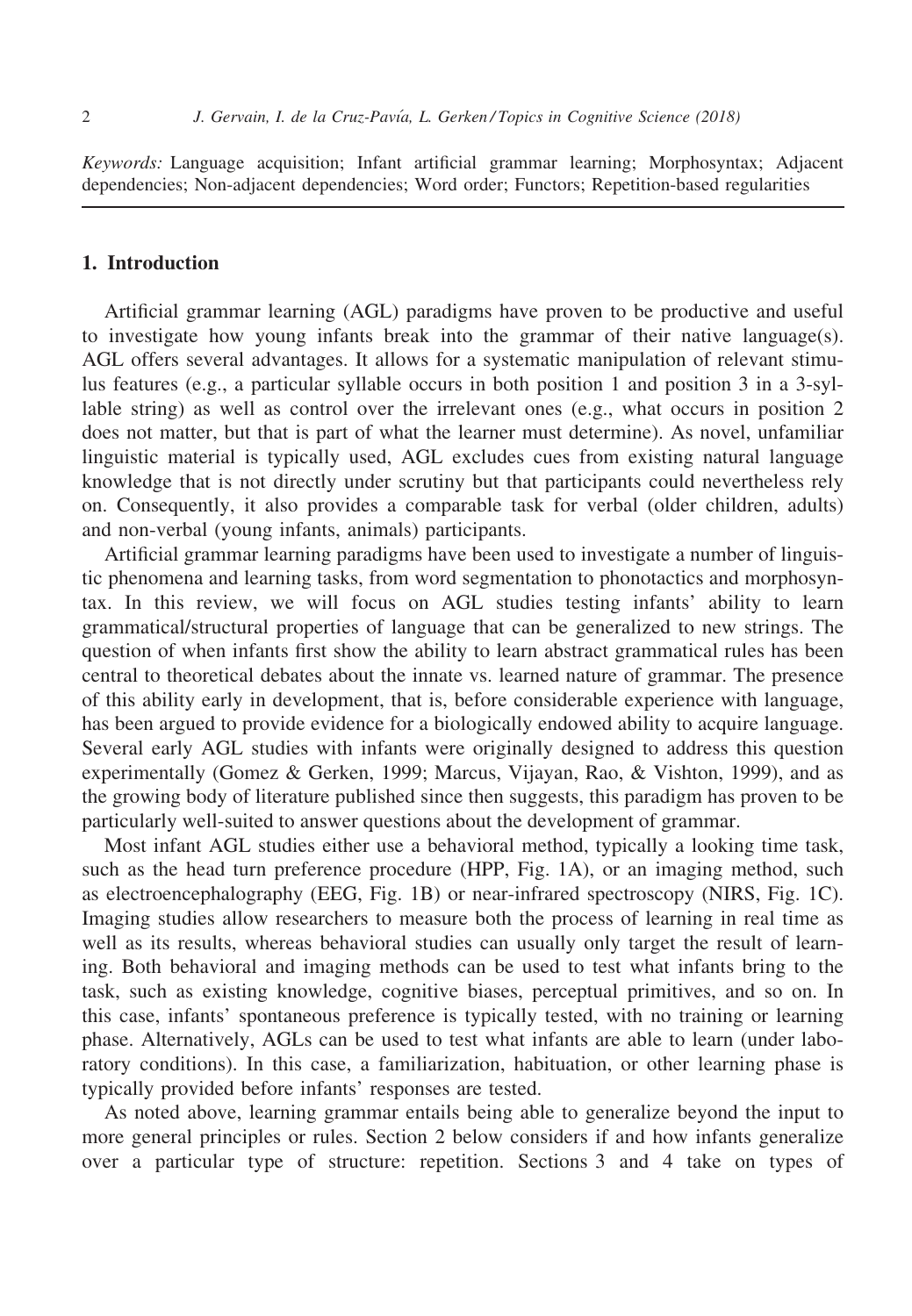*Keywords:* Language acquisition; Infant artificial grammar learning; Morphosyntax; Adjacent dependencies; Non-adjacent dependencies; Word order; Functors; Repetition-based regularities

## 1. Introduction

Artificial grammar learning (AGL) paradigms have proven to be productive and useful to investigate how young infants break into the grammar of their native language(s). AGL offers several advantages. It allows for a systematic manipulation of relevant stimulus features (e.g., a particular syllable occurs in both position 1 and position 3 in a 3-syllable string) as well as control over the irrelevant ones (e.g., what occurs in position 2 does not matter, but that is part of what the learner must determine). As novel, unfamiliar linguistic material is typically used, AGL excludes cues from existing natural language knowledge that is not directly under scrutiny but that participants could nevertheless rely on. Consequently, it also provides a comparable task for verbal (older children, adults) and non-verbal (young infants, animals) participants.

Artificial grammar learning paradigms have been used to investigate a number of linguistic phenomena and learning tasks, from word segmentation to phonotactics and morphosyntax. In this review, we will focus on AGL studies testing infants' ability to learn grammatical/structural properties of language that can be generalized to new strings. The question of when infants first show the ability to learn abstract grammatical rules has been central to theoretical debates about the innate vs. learned nature of grammar. The presence of this ability early in development, that is, before considerable experience with language, has been argued to provide evidence for a biologically endowed ability to acquire language. Several early AGL studies with infants were originally designed to address this question experimentally (Gomez & Gerken, 1999; Marcus, Vijayan, Rao, & Vishton, 1999), and as the growing body of literature published since then suggests, this paradigm has proven to be particularly well-suited to answer questions about the development of grammar.

Most infant AGL studies either use a behavioral method, typically a looking time task, such as the head turn preference procedure (HPP, Fig. 1A), or an imaging method, such as electroencephalography (EEG, Fig. 1B) or near-infrared spectroscopy (NIRS, Fig. 1C). Imaging studies allow researchers to measure both the process of learning in real time as well as its results, whereas behavioral studies can usually only target the result of learning. Both behavioral and imaging methods can be used to test what infants bring to the task, such as existing knowledge, cognitive biases, perceptual primitives, and so on. In this case, infants' spontaneous preference is typically tested, with no training or learning phase. Alternatively, AGLs can be used to test what infants are able to learn (under laboratory conditions). In this case, a familiarization, habituation, or other learning phase is typically provided before infants' responses are tested.

As noted above, learning grammar entails being able to generalize beyond the input to more general principles or rules. Section 2 below considers if and how infants generalize over a particular type of structure: repetition. Sections 3 and 4 take on types of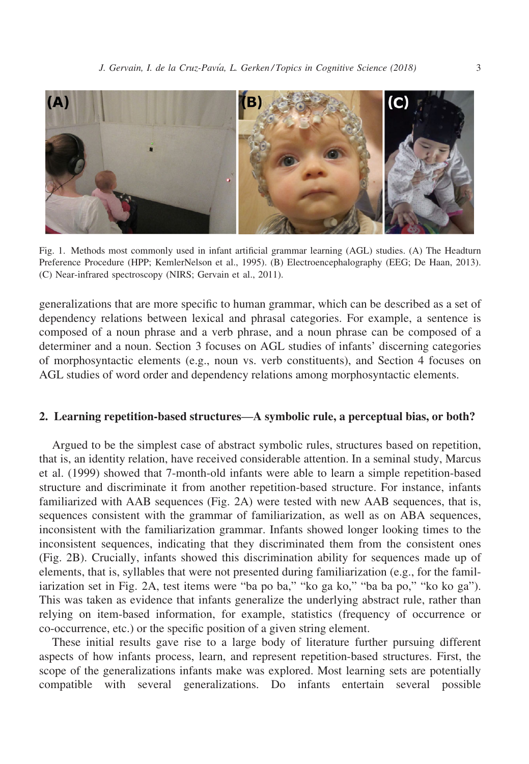Fig. 1. Methods most commonly used in infant artificial grammar learning (AGL) studies. (A) The Headturn Preference Procedure (HPP; KemlerNelson et al., 1995). (B) Electroencephalography (EEG; De Haan, 2013). (C) Near-infrared spectroscopy (NIRS; Gervain et al., 2011).

generalizations that are more specific to human grammar, which can be described as a set of dependency relations between lexical and phrasal categories. For example, a sentence is composed of a noun phrase and a verb phrase, and a noun phrase can be composed of a determiner and a noun. Section 3 focuses on AGL studies of infants' discerning categories of morphosyntactic elements (e.g., noun vs. verb constituents), and Section 4 focuses on AGL studies of word order and dependency relations among morphosyntactic elements.

## 2. Learning repetition-based structures—A symbolic rule, a perceptual bias, or both?

Argued to be the simplest case of abstract symbolic rules, structures based on repetition, that is, an identity relation, have received considerable attention. In a seminal study, Marcus et al. (1999) showed that 7-month-old infants were able to learn a simple repetition-based structure and discriminate it from another repetition-based structure. For instance, infants familiarized with AAB sequences (Fig. 2A) were tested with new AAB sequences, that is, sequences consistent with the grammar of familiarization, as well as on ABA sequences, inconsistent with the familiarization grammar. Infants showed longer looking times to the inconsistent sequences, indicating that they discriminated them from the consistent ones (Fig. 2B). Crucially, infants showed this discrimination ability for sequences made up of elements, that is, syllables that were not presented during familiarization (e.g., for the familiarization set in Fig. 2A, test items were "ba po ba," "ko ga ko," "ba ba po," "ko ko ga"). This was taken as evidence that infants generalize the underlying abstract rule, rather than relying on item-based information, for example, statistics (frequency of occurrence or co-occurrence, etc.) or the specific position of a given string element.

These initial results gave rise to a large body of literature further pursuing different aspects of how infants process, learn, and represent repetition-based structures. First, the scope of the generalizations infants make was explored. Most learning sets are potentially compatible with several generalizations. Do infants entertain several possible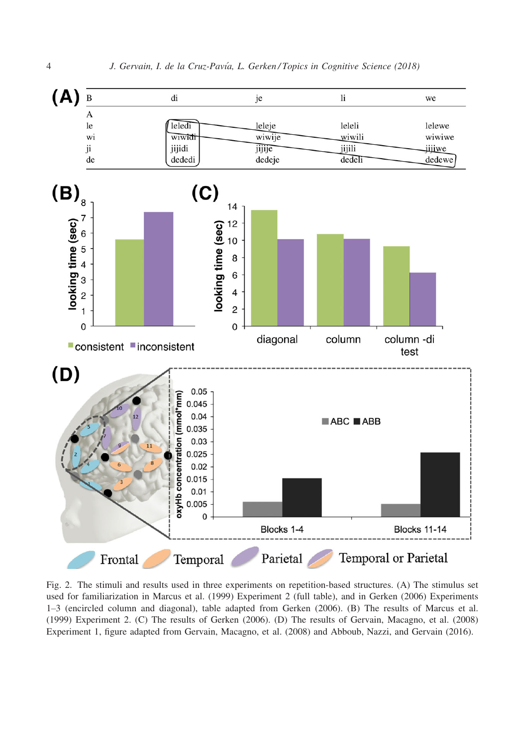| B | di | je | li | we |
|---|---|---|---|---|
| A | | | | |
| le | leledi | leleje | leleli | lelewe |
| wi | wiwidi | wiwije | wiwili | wiwiwe |
| ji | jijidi | jijije | jijili | jijiwe |
| de | dededi | dedeje | dedeli | dedewe |

Fig. 2. The stimuli and results used in three experiments on repetition-based structures. (A) The stimulus set used for familiarization in Marcus et al. (1999) Experiment 2 (full table), and in Gerken (2006) Experiments 1–3 (encircled column and diagonal), table adapted from Gerken (2006). (B) The results of Marcus et al. (1999) Experiment 2. (C) The results of Gerken (2006). (D) The results of Gervain, Macagno, et al. (2008) Experiment 1, figure adapted from Gervain, Macagno, et al. (2008) and Abboub, Nazzi, and Gervain (2016).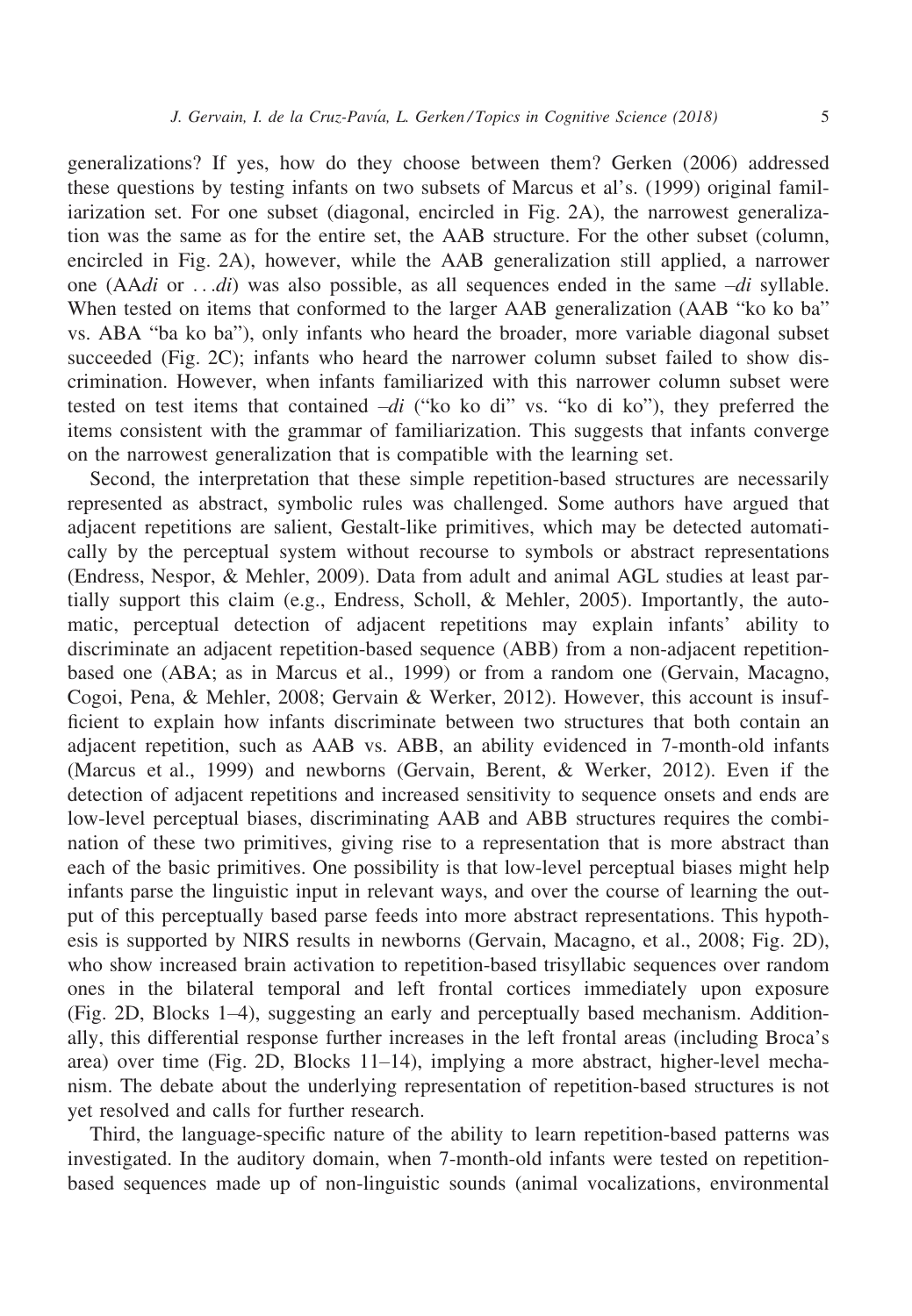generalizations? If yes, how do they choose between them? Gerken (2006) addressed these questions by testing infants on two subsets of Marcus et al's. (1999) original familiarization set. For one subset (diagonal, encircled in Fig. 2A), the narrowest generalization was the same as for the entire set, the AAB structure. For the other subset (column, encircled in Fig. 2A), however, while the AAB generalization still applied, a narrower one (AA*di* or . . .*di*) was also possible, as all sequences ended in the same –*di* syllable. When tested on items that conformed to the larger AAB generalization (AAB "ko ko ba" vs. ABA "ba ko ba"), only infants who heard the broader, more variable diagonal subset succeeded (Fig. 2C); infants who heard the narrower column subset failed to show discrimination. However, when infants familiarized with this narrower column subset were tested on test items that contained –*di* ("ko ko di" vs. "ko di ko"), they preferred the items consistent with the grammar of familiarization. This suggests that infants converge on the narrowest generalization that is compatible with the learning set.

Second, the interpretation that these simple repetition-based structures are necessarily represented as abstract, symbolic rules was challenged. Some authors have argued that adjacent repetitions are salient, Gestalt-like primitives, which may be detected automatically by the perceptual system without recourse to symbols or abstract representations (Endress, Nespor, & Mehler, 2009). Data from adult and animal AGL studies at least partially support this claim (e.g., Endress, Scholl, & Mehler, 2005). Importantly, the automatic, perceptual detection of adjacent repetitions may explain infants' ability to discriminate an adjacent repetition-based sequence (ABB) from a non-adjacent repetition-based one (ABA; as in Marcus et al., 1999) or from a random one (Gervain, Macagno, Cogoi, Pena, & Mehler, 2008; Gervain & Werker, 2012). However, this account is insufficient to explain how infants discriminate between two structures that both contain an adjacent repetition, such as AAB vs. ABB, an ability evidenced in 7-month-old infants (Marcus et al., 1999) and newborns (Gervain, Berent, & Werker, 2012). Even if the detection of adjacent repetitions and increased sensitivity to sequence onsets and ends are low-level perceptual biases, discriminating AAB and ABB structures requires the combination of these two primitives, giving rise to a representation that is more abstract than each of the basic primitives. One possibility is that low-level perceptual biases might help infants parse the linguistic input in relevant ways, and over the course of learning the output of this perceptually based parse feeds into more abstract representations. This hypothesis is supported by NIRS results in newborns (Gervain, Macagno, et al., 2008; Fig. 2D), who show increased brain activation to repetition-based trisyllabic sequences over random ones in the bilateral temporal and left frontal cortices immediately upon exposure (Fig. 2D, Blocks 1–4), suggesting an early and perceptually based mechanism. Additionally, this differential response further increases in the left frontal areas (including Broca's area) over time (Fig. 2D, Blocks 11–14), implying a more abstract, higher-level mechanism. The debate about the underlying representation of repetition-based structures is not yet resolved and calls for further research.

Third, the language-specific nature of the ability to learn repetition-based patterns was investigated. In the auditory domain, when 7-month-old infants were tested on repetition-based sequences made up of non-linguistic sounds (animal vocalizations, environmental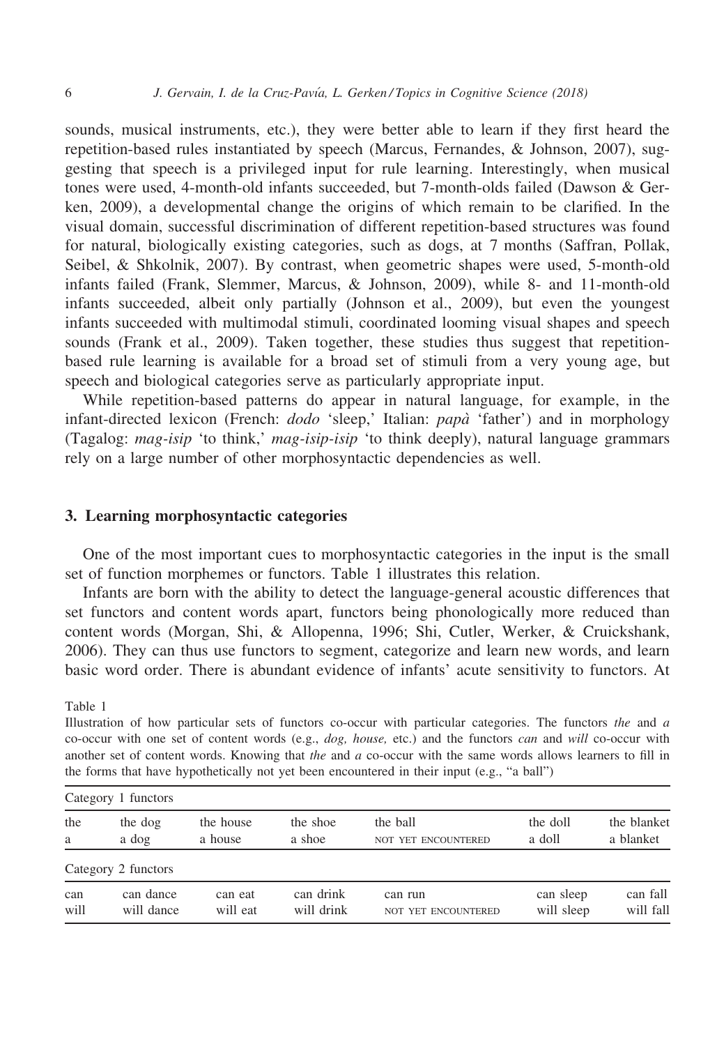sounds, musical instruments, etc.), they were better able to learn if they first heard the repetition-based rules instantiated by speech (Marcus, Fernandes, & Johnson, 2007), suggesting that speech is a privileged input for rule learning. Interestingly, when musical tones were used, 4-month-old infants succeeded, but 7-month-olds failed (Dawson & Gerken, 2009), a developmental change the origins of which remain to be clarified. In the visual domain, successful discrimination of different repetition-based structures was found for natural, biologically existing categories, such as dogs, at 7 months (Saffran, Pollak, Seibel, & Shkolnik, 2007). By contrast, when geometric shapes were used, 5-month-old infants failed (Frank, Slemmer, Marcus, & Johnson, 2009), while 8- and 11-month-old infants succeeded, albeit only partially (Johnson et al., 2009), but even the youngest infants succeeded with multimodal stimuli, coordinated looming visual shapes and speech sounds (Frank et al., 2009). Taken together, these studies thus suggest that repetition-based rule learning is available for a broad set of stimuli from a very young age, but speech and biological categories serve as particularly appropriate input.

While repetition-based patterns do appear in natural language, for example, in the infant-directed lexicon (French: *dodo* 'sleep,' Italian: *papà* 'father') and in morphology (Tagalog: *mag-isip* 'to think,' *mag-isip-isip* 'to think deeply), natural language grammars rely on a large number of other morphosyntactic dependencies as well.

## 3. Learning morphosyntactic categories

One of the most important cues to morphosyntactic categories in the input is the small set of function morphemes or functors. Table 1 illustrates this relation.

Infants are born with the ability to detect the language-general acoustic differences that set functors and content words apart, functors being phonologically more reduced than content words (Morgan, Shi, & Allopenna, 1996; Shi, Cutler, Werker, & Cruickshank, 2006). They can thus use functors to segment, categorize and learn new words, and learn basic word order. There is abundant evidence of infants' acute sensitivity to functors. At

Table 1

Illustration of how particular sets of functors co-occur with particular categories. The functors *the* and *a* co-occur with one set of content words (e.g., *dog, house,* etc.) and the functors *can* and *will* co-occur with another set of content words. Knowing that *the* and *a* co-occur with the same words allows learners to fill in the forms that have hypothetically not yet been encountered in their input (e.g., "a ball")

| Category 1 functors | | | | | | |
|---|---|---|---|---|---|---|
| the | the dog | the house | the shoe | the ball | the doll | the blanket |
| a | a dog | a house | a shoe | NOT YET ENCOUNTERED | a doll | a blanket |
| **Category 2 functors** | | | | | | |
| can | can dance | can eat | can drink | can run | can sleep | can fall |
| will | will dance | will eat | will drink | NOT YET ENCOUNTERED | will sleep | will fall |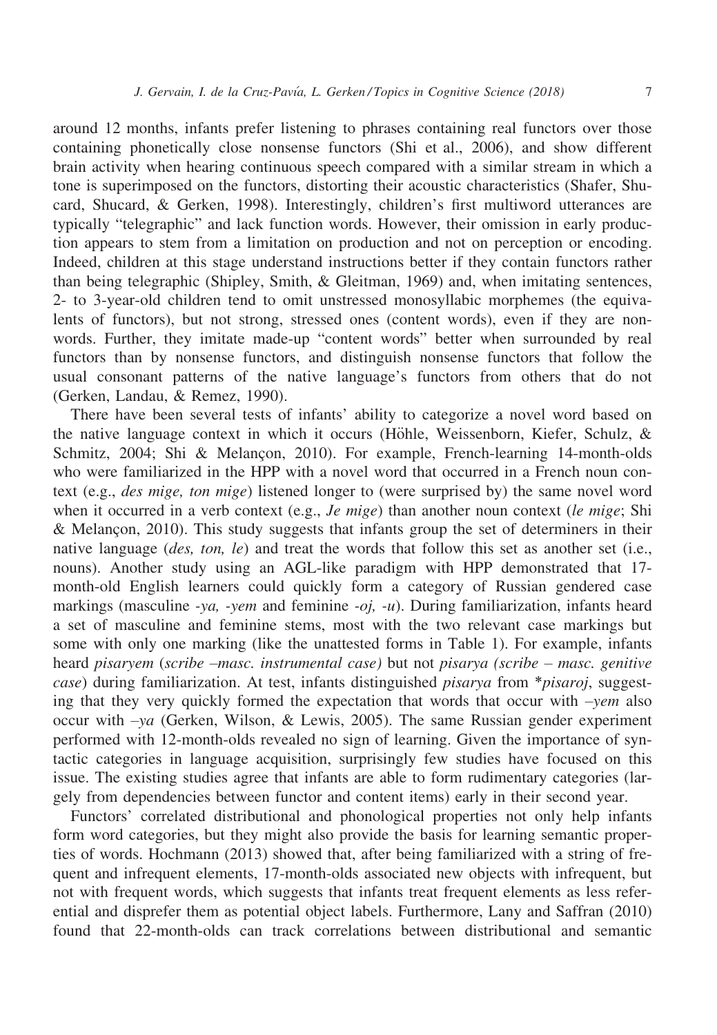around 12 months, infants prefer listening to phrases containing real functors over those containing phonetically close nonsense functors (Shi et al., 2006), and show different brain activity when hearing continuous speech compared with a similar stream in which a tone is superimposed on the functors, distorting their acoustic characteristics (Shafer, Shucard, Shucard, & Gerken, 1998). Interestingly, children's first multiword utterances are typically "telegraphic" and lack function words. However, their omission in early production appears to stem from a limitation on production and not on perception or encoding. Indeed, children at this stage understand instructions better if they contain functors rather than being telegraphic (Shipley, Smith, & Gleitman, 1969) and, when imitating sentences, 2- to 3-year-old children tend to omit unstressed monosyllabic morphemes (the equivalents of functors), but not strong, stressed ones (content words), even if they are nonwords. Further, they imitate made-up "content words" better when surrounded by real functors than by nonsense functors, and distinguish nonsense functors that follow the usual consonant patterns of the native language's functors from others that do not (Gerken, Landau, & Remez, 1990).

There have been several tests of infants' ability to categorize a novel word based on the native language context in which it occurs (Höhle, Weissenborn, Kiefer, Schulz, & Schmitz, 2004; Shi & Melançon, 2010). For example, French-learning 14-month-olds who were familiarized in the HPP with a novel word that occurred in a French noun context (e.g., *des mige, ton mige*) listened longer to (were surprised by) the same novel word when it occurred in a verb context (e.g., *Je mige*) than another noun context (*le mige*; Shi & Melançon, 2010). This study suggests that infants group the set of determiners in their native language (*des, ton, le*) and treat the words that follow this set as another set (i.e., nouns). Another study using an AGL-like paradigm with HPP demonstrated that 17-month-old English learners could quickly form a category of Russian gendered case markings (masculine *-ya, -yem* and feminine *-oj, -u*). During familiarization, infants heard a set of masculine and feminine stems, most with the two relevant case markings but some with only one marking (like the unattested forms in Table 1). For example, infants heard *pisaryem* (*scribe –masc. instrumental case)* but not *pisarya (scribe – masc. genitive case)* during familiarization. At test, infants distinguished *pisarya* from **pisaroj*, suggesting that they very quickly formed the expectation that words that occur with *–yem* also occur with *–ya* (Gerken, Wilson, & Lewis, 2005). The same Russian gender experiment performed with 12-month-olds revealed no sign of learning. Given the importance of syntactic categories in language acquisition, surprisingly few studies have focused on this issue. The existing studies agree that infants are able to form rudimentary categories (largely from dependencies between functor and content items) early in their second year.

Functors' correlated distributional and phonological properties not only help infants form word categories, but they might also provide the basis for learning semantic properties of words. Hochmann (2013) showed that, after being familiarized with a string of frequent and infrequent elements, 17-month-olds associated new objects with infrequent, but not with frequent words, which suggests that infants treat frequent elements as less referential and disprefer them as potential object labels. Furthermore, Lany and Saffran (2010) found that 22-month-olds can track correlations between distributional and semantic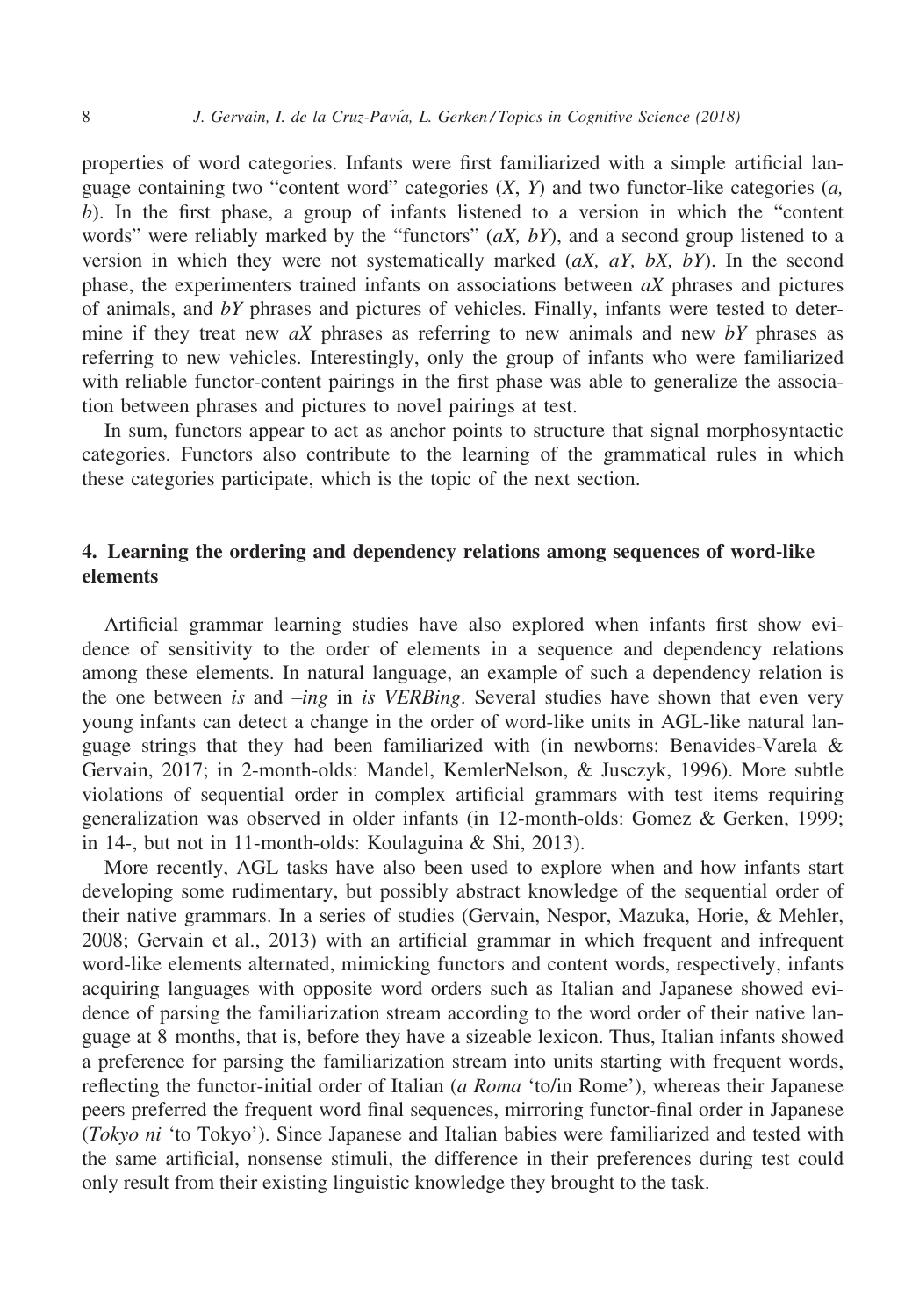properties of word categories. Infants were first familiarized with a simple artificial language containing two "content word" categories (*X*, *Y*) and two functor-like categories (*a*, *b*). In the first phase, a group of infants listened to a version in which the "content words" were reliably marked by the "functors" (*aX, bY*), and a second group listened to a version in which they were not systematically marked (*aX, aY, bX, bY*). In the second phase, the experimenters trained infants on associations between *aX* phrases and pictures of animals, and *bY* phrases and pictures of vehicles. Finally, infants were tested to determine if they treat new *aX* phrases as referring to new animals and new *bY* phrases as referring to new vehicles. Interestingly, only the group of infants who were familiarized with reliable functor-content pairings in the first phase was able to generalize the association between phrases and pictures to novel pairings at test.

In sum, functors appear to act as anchor points to structure that signal morphosyntactic categories. Functors also contribute to the learning of the grammatical rules in which these categories participate, which is the topic of the next section.

## 4. Learning the ordering and dependency relations among sequences of word-like elements

Artificial grammar learning studies have also explored when infants first show evidence of sensitivity to the order of elements in a sequence and dependency relations among these elements. In natural language, an example of such a dependency relation is the one between *is* and *–ing* in *is VERBing*. Several studies have shown that even very young infants can detect a change in the order of word-like units in AGL-like natural language strings that they had been familiarized with (in newborns: Benavides-Varela & Gervain, 2017; in 2-month-olds: Mandel, KemlerNelson, & Jusczyk, 1996). More subtle violations of sequential order in complex artificial grammars with test items requiring generalization was observed in older infants (in 12-month-olds: Gomez & Gerken, 1999; in 14-, but not in 11-month-olds: Koulaguina & Shi, 2013).

More recently, AGL tasks have also been used to explore when and how infants start developing some rudimentary, but possibly abstract knowledge of the sequential order of their native grammars. In a series of studies (Gervain, Nespor, Mazuka, Horie, & Mehler, 2008; Gervain et al., 2013) with an artificial grammar in which frequent and infrequent word-like elements alternated, mimicking functors and content words, respectively, infants acquiring languages with opposite word orders such as Italian and Japanese showed evidence of parsing the familiarization stream according to the word order of their native language at 8 months, that is, before they have a sizeable lexicon. Thus, Italian infants showed a preference for parsing the familiarization stream into units starting with frequent words, reflecting the functor-initial order of Italian (*a Roma* 'to/in Rome'), whereas their Japanese peers preferred the frequent word final sequences, mirroring functor-final order in Japanese (*Tokyo ni* 'to Tokyo'). Since Japanese and Italian babies were familiarized and tested with the same artificial, nonsense stimuli, the difference in their preferences during test could only result from their existing linguistic knowledge they brought to the task.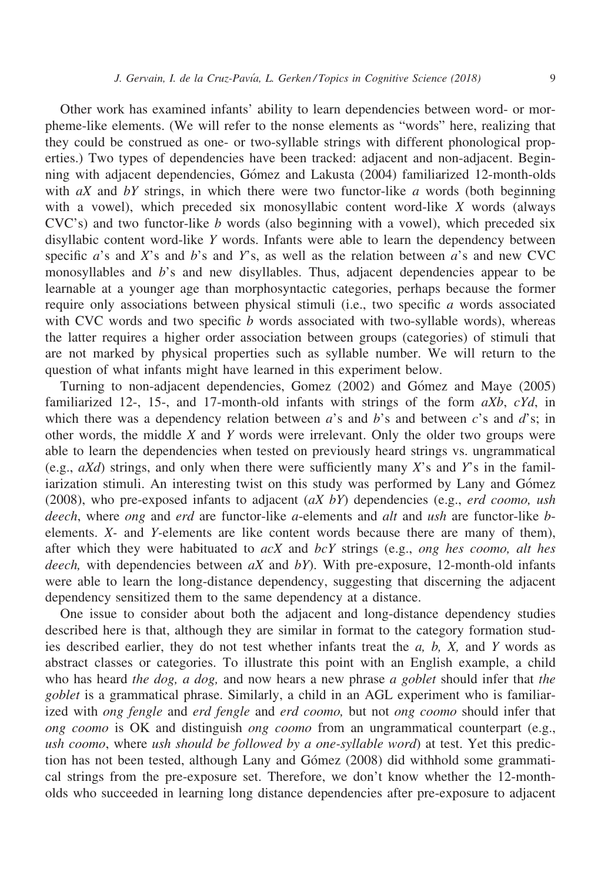Other work has examined infants' ability to learn dependencies between word- or morpheme-like elements. (We will refer to the nonse elements as "words" here, realizing that they could be construed as one- or two-syllable strings with different phonological properties.) Two types of dependencies have been tracked: adjacent and non-adjacent. Beginning with adjacent dependencies, Gómez and Lakusta (2004) familiarized 12-month-olds with *aX* and *bY* strings, in which there were two functor-like *a* words (both beginning with a vowel), which preceded six monosyllabic content word-like *X* words (always CVC's) and two functor-like *b* words (also beginning with a vowel), which preceded six disyllabic content word-like *Y* words. Infants were able to learn the dependency between specific *a*'s and *X*'s and *b*'s and *Y*'s, as well as the relation between *a*'s and new CVC monosyllables and *b*'s and new disyllables. Thus, adjacent dependencies appear to be learnable at a younger age than morphosyntactic categories, perhaps because the former require only associations between physical stimuli (i.e., two specific *a* words associated with CVC words and two specific *b* words associated with two-syllable words), whereas the latter requires a higher order association between groups (categories) of stimuli that are not marked by physical properties such as syllable number. We will return to the question of what infants might have learned in this experiment below.

Turning to non-adjacent dependencies, Gomez (2002) and Gómez and Maye (2005) familiarized 12-, 15-, and 17-month-old infants with strings of the form *aXb*, *cYd*, in which there was a dependency relation between *a*'s and *b*'s and between *c*'s and *d*'s; in other words, the middle *X* and *Y* words were irrelevant. Only the older two groups were able to learn the dependencies when tested on previously heard strings vs. ungrammatical (e.g., *aXd*) strings, and only when there were sufficiently many *X*'s and *Y*'s in the familiarization stimuli. An interesting twist on this study was performed by Lany and Gómez (2008), who pre-exposed infants to adjacent (*aX bY*) dependencies (e.g., *erd coomo, ush deech*, where *ong* and *erd* are functor-like *a*-elements and *alt* and *ush* are functor-like *b*-elements. *X*- and *Y*-elements are like content words because there are many of them), after which they were habituated to *acX* and *bcY* strings (e.g., *ong hes coomo, alt hes deech,* with dependencies between *aX* and *bY*). With pre-exposure, 12-month-old infants were able to learn the long-distance dependency, suggesting that discerning the adjacent dependency sensitized them to the same dependency at a distance.

One issue to consider about both the adjacent and long-distance dependency studies described here is that, although they are similar in format to the category formation studies described earlier, they do not test whether infants treat the *a, b, X,* and *Y* words as abstract classes or categories. To illustrate this point with an English example, a child who has heard *the dog, a dog,* and now hears a new phrase *a goblet* should infer that *the goblet* is a grammatical phrase. Similarly, a child in an AGL experiment who is familiarized with *ong fengle* and *erd fengle* and *erd coomo,* but not *ong coomo* should infer that *ong coomo* is OK and distinguish *ong coomo* from an ungrammatical counterpart (e.g., *ush coomo*, where *ush should be followed by a one-syllable word*) at test. Yet this prediction has not been tested, although Lany and Gómez (2008) did withhold some grammatical strings from the pre-exposure set. Therefore, we don't know whether the 12-month-olds who succeeded in learning long distance dependencies after pre-exposure to adjacent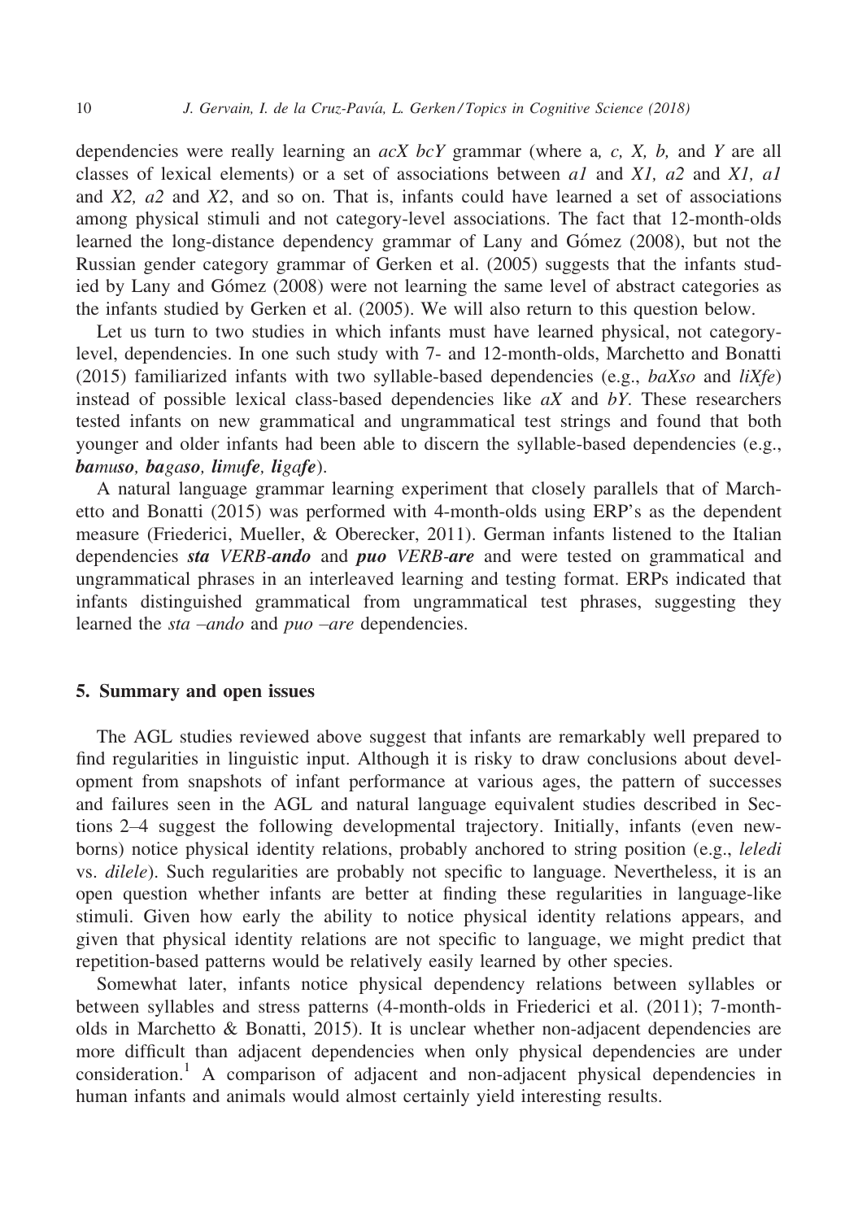dependencies were really learning an *acX bcY* grammar (where a*, c, X, b,* and *Y* are all classes of lexical elements) or a set of associations between *a1* and *X1, a2* and *X1, a1* and *X2, a2* and *X2*, and so on. That is, infants could have learned a set of associations among physical stimuli and not category-level associations. The fact that 12-month-olds learned the long-distance dependency grammar of Lany and Gómez (2008), but not the Russian gender category grammar of Gerken et al. (2005) suggests that the infants studied by Lany and Gómez (2008) were not learning the same level of abstract categories as the infants studied by Gerken et al. (2005). We will also return to this question below.

Let us turn to two studies in which infants must have learned physical, not category-level, dependencies. In one such study with 7- and 12-month-olds, Marchetto and Bonatti (2015) familiarized infants with two syllable-based dependencies (e.g., *baXso* and *liXfe*) instead of possible lexical class-based dependencies like *aX* and *bY*. These researchers tested infants on new grammatical and ungrammatical test strings and found that both younger and older infants had been able to discern the syllable-based dependencies (e.g., ***ba****mu**so**, **ba**ga**so**, **li**mu**fe**, **li**ga**fe***).

A natural language grammar learning experiment that closely parallels that of Marchetto and Bonatti (2015) was performed with 4-month-olds using ERP's as the dependent measure (Friederici, Mueller, & Oberecker, 2011). German infants listened to the Italian dependencies ***sta*** *VERB-**ando*** and ***puo*** *VERB-**are*** and were tested on grammatical and ungrammatical phrases in an interleaved learning and testing format. ERPs indicated that infants distinguished grammatical from ungrammatical test phrases, suggesting they learned the *sta –ando* and *puo –are* dependencies.

## 5. Summary and open issues

The AGL studies reviewed above suggest that infants are remarkably well prepared to find regularities in linguistic input. Although it is risky to draw conclusions about development from snapshots of infant performance at various ages, the pattern of successes and failures seen in the AGL and natural language equivalent studies described in Sections 2–4 suggest the following developmental trajectory. Initially, infants (even newborns) notice physical identity relations, probably anchored to string position (e.g., *leledi* vs. *dilele*). Such regularities are probably not specific to language. Nevertheless, it is an open question whether infants are better at finding these regularities in language-like stimuli. Given how early the ability to notice physical identity relations appears, and given that physical identity relations are not specific to language, we might predict that repetition-based patterns would be relatively easily learned by other species.

Somewhat later, infants notice physical dependency relations between syllables or between syllables and stress patterns (4-month-olds in Friederici et al. (2011); 7-month-olds in Marchetto & Bonatti, 2015). It is unclear whether non-adjacent dependencies are more difficult than adjacent dependencies when only physical dependencies are under consideration.[1] A comparison of adjacent and non-adjacent physical dependencies in human infants and animals would almost certainly yield interesting results.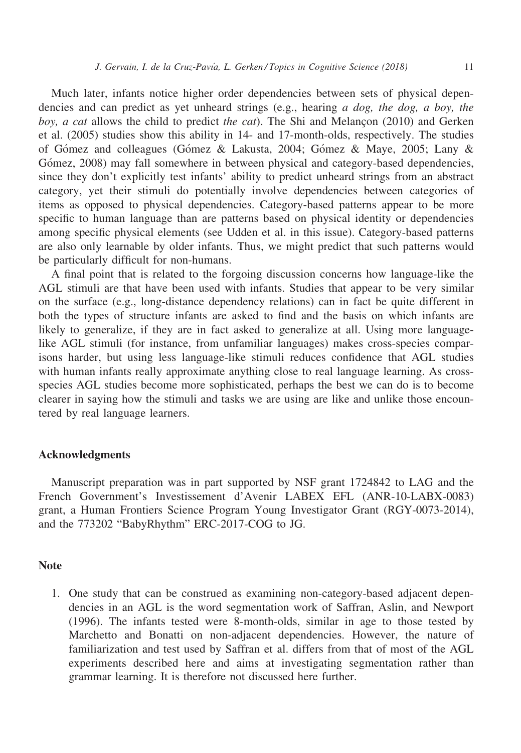Much later, infants notice higher order dependencies between sets of physical dependencies and can predict as yet unheard strings (e.g., hearing *a dog, the dog, a boy, the boy, a cat* allows the child to predict *the cat*). The Shi and Melançon (2010) and Gerken et al. (2005) studies show this ability in 14- and 17-month-olds, respectively. The studies of Gómez and colleagues (Gómez & Lakusta, 2004; Gómez & Maye, 2005; Lany & Gómez, 2008) may fall somewhere in between physical and category-based dependencies, since they don't explicitly test infants' ability to predict unheard strings from an abstract category, yet their stimuli do potentially involve dependencies between categories of items as opposed to physical dependencies. Category-based patterns appear to be more specific to human language than are patterns based on physical identity or dependencies among specific physical elements (see Udden et al. in this issue). Category-based patterns are also only learnable by older infants. Thus, we might predict that such patterns would be particularly difficult for non-humans.

A final point that is related to the forgoing discussion concerns how language-like the AGL stimuli are that have been used with infants. Studies that appear to be very similar on the surface (e.g., long-distance dependency relations) can in fact be quite different in both the types of structure infants are asked to find and the basis on which infants are likely to generalize, if they are in fact asked to generalize at all. Using more language-like AGL stimuli (for instance, from unfamiliar languages) makes cross-species comparisons harder, but using less language-like stimuli reduces confidence that AGL studies with human infants really approximate anything close to real language learning. As cross-species AGL studies become more sophisticated, perhaps the best we can do is to become clearer in saying how the stimuli and tasks we are using are like and unlike those encountered by real language learners.

## Acknowledgments

Manuscript preparation was in part supported by NSF grant 1724842 to LAG and the French Government's Investissement d'Avenir LABEX EFL (ANR-10-LABX-0083) grant, a Human Frontiers Science Program Young Investigator Grant (RGY-0073-2014), and the 773202 "BabyRhythm" ERC-2017-COG to JG.

## Note

1. One study that can be construed as examining non-category-based adjacent dependencies in an AGL is the word segmentation work of Saffran, Aslin, and Newport (1996). The infants tested were 8-month-olds, similar in age to those tested by Marchetto and Bonatti on non-adjacent dependencies. However, the nature of familiarization and test used by Saffran et al. differs from that of most of the AGL experiments described here and aims at investigating segmentation rather than grammar learning. It is therefore not discussed here further.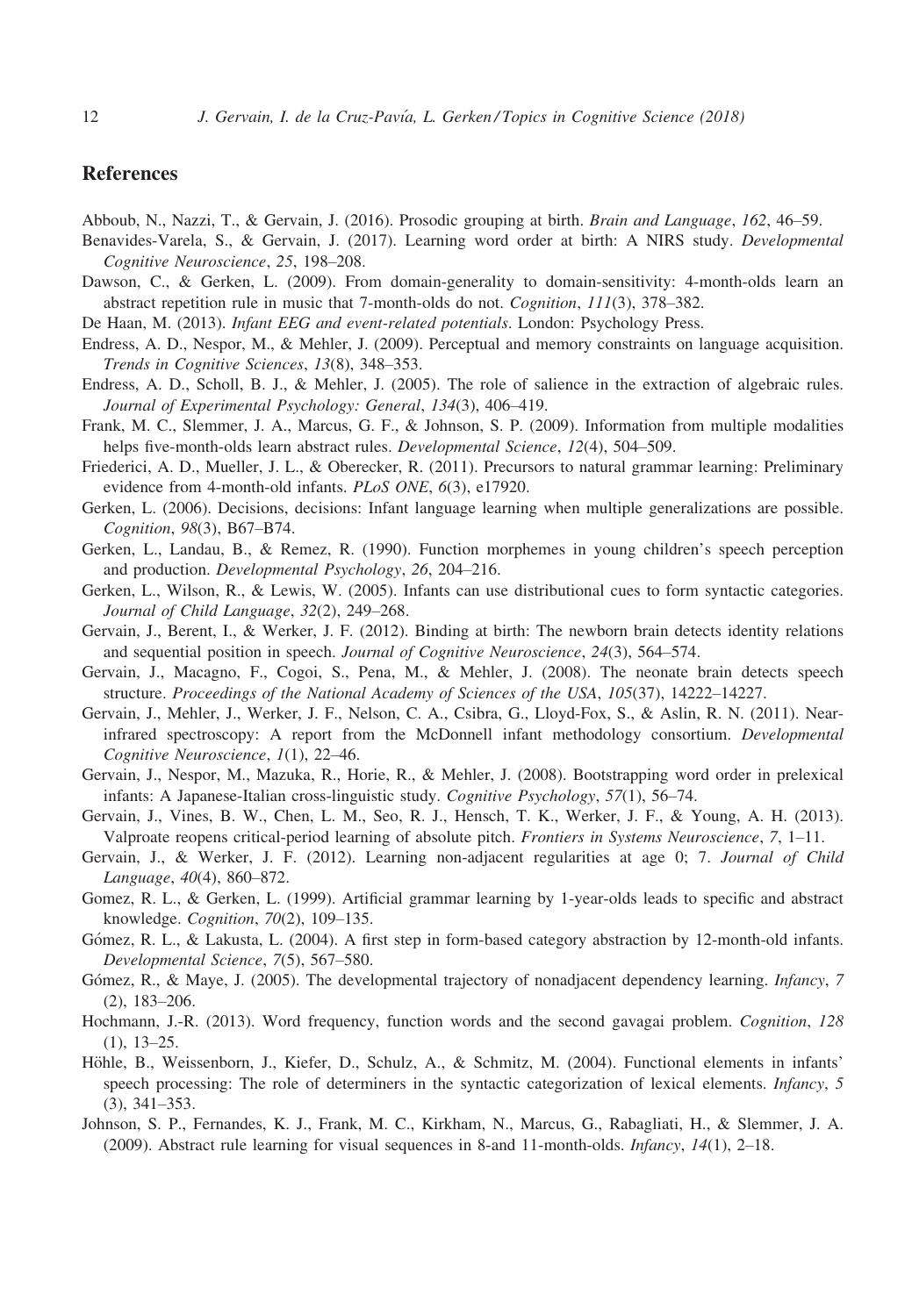## References

Abboub, N., Nazzi, T., & Gervain, J. (2016). Prosodic grouping at birth. *Brain and Language*, *162*, 46–59.

Benavides-Varela, S., & Gervain, J. (2017). Learning word order at birth: A NIRS study. *Developmental Cognitive Neuroscience*, *25*, 198–208.

Dawson, C., & Gerken, L. (2009). From domain-generality to domain-sensitivity: 4-month-olds learn an abstract repetition rule in music that 7-month-olds do not. *Cognition*, *111*(3), 378–382.

De Haan, M. (2013). *Infant EEG and event-related potentials*. London: Psychology Press.

Endress, A. D., Nespor, M., & Mehler, J. (2009). Perceptual and memory constraints on language acquisition. *Trends in Cognitive Sciences*, *13*(8), 348–353.

Endress, A. D., Scholl, B. J., & Mehler, J. (2005). The role of salience in the extraction of algebraic rules. *Journal of Experimental Psychology: General*, *134*(3), 406–419.

Frank, M. C., Slemmer, J. A., Marcus, G. F., & Johnson, S. P. (2009). Information from multiple modalities helps five-month-olds learn abstract rules. *Developmental Science*, *12*(4), 504–509.

Friederici, A. D., Mueller, J. L., & Oberecker, R. (2011). Precursors to natural grammar learning: Preliminary evidence from 4-month-old infants. *PLoS ONE*, *6*(3), e17920.

Gerken, L. (2006). Decisions, decisions: Infant language learning when multiple generalizations are possible. *Cognition*, *98*(3), B67–B74.

Gerken, L., Landau, B., & Remez, R. (1990). Function morphemes in young children's speech perception and production. *Developmental Psychology*, *26*, 204–216.

Gerken, L., Wilson, R., & Lewis, W. (2005). Infants can use distributional cues to form syntactic categories. *Journal of Child Language*, *32*(2), 249–268.

Gervain, J., Berent, I., & Werker, J. F. (2012). Binding at birth: The newborn brain detects identity relations and sequential position in speech. *Journal of Cognitive Neuroscience*, *24*(3), 564–574.

Gervain, J., Macagno, F., Cogoi, S., Pena, M., & Mehler, J. (2008). The neonate brain detects speech structure. *Proceedings of the National Academy of Sciences of the USA*, *105*(37), 14222–14227.

Gervain, J., Mehler, J., Werker, J. F., Nelson, C. A., Csibra, G., Lloyd-Fox, S., & Aslin, R. N. (2011). Near-infrared spectroscopy: A report from the McDonnell infant methodology consortium. *Developmental Cognitive Neuroscience*, *1*(1), 22–46.

Gervain, J., Nespor, M., Mazuka, R., Horie, R., & Mehler, J. (2008). Bootstrapping word order in prelexical infants: A Japanese-Italian cross-linguistic study. *Cognitive Psychology*, *57*(1), 56–74.

Gervain, J., Vines, B. W., Chen, L. M., Seo, R. J., Hensch, T. K., Werker, J. F., & Young, A. H. (2013). Valproate reopens critical-period learning of absolute pitch. *Frontiers in Systems Neuroscience*, *7*, 1–11.

Gervain, J., & Werker, J. F. (2012). Learning non-adjacent regularities at age 0; 7. *Journal of Child Language*, *40*(4), 860–872.

Gomez, R. L., & Gerken, L. (1999). Artificial grammar learning by 1-year-olds leads to specific and abstract knowledge. *Cognition*, *70*(2), 109–135.

Gómez, R. L., & Lakusta, L. (2004). A first step in form-based category abstraction by 12-month-old infants. *Developmental Science*, *7*(5), 567–580.

Gómez, R., & Maye, J. (2005). The developmental trajectory of nonadjacent dependency learning. *Infancy*, *7* (2), 183–206.

Hochmann, J.-R. (2013). Word frequency, function words and the second gavagai problem. *Cognition*, *128* (1), 13–25.

Höhle, B., Weissenborn, J., Kiefer, D., Schulz, A., & Schmitz, M. (2004). Functional elements in infants' speech processing: The role of determiners in the syntactic categorization of lexical elements. *Infancy*, *5* (3), 341–353.

Johnson, S. P., Fernandes, K. J., Frank, M. C., Kirkham, N., Marcus, G., Rabagliati, H., & Slemmer, J. A. (2009). Abstract rule learning for visual sequences in 8-and 11-month-olds. *Infancy*, *14*(1), 2–18.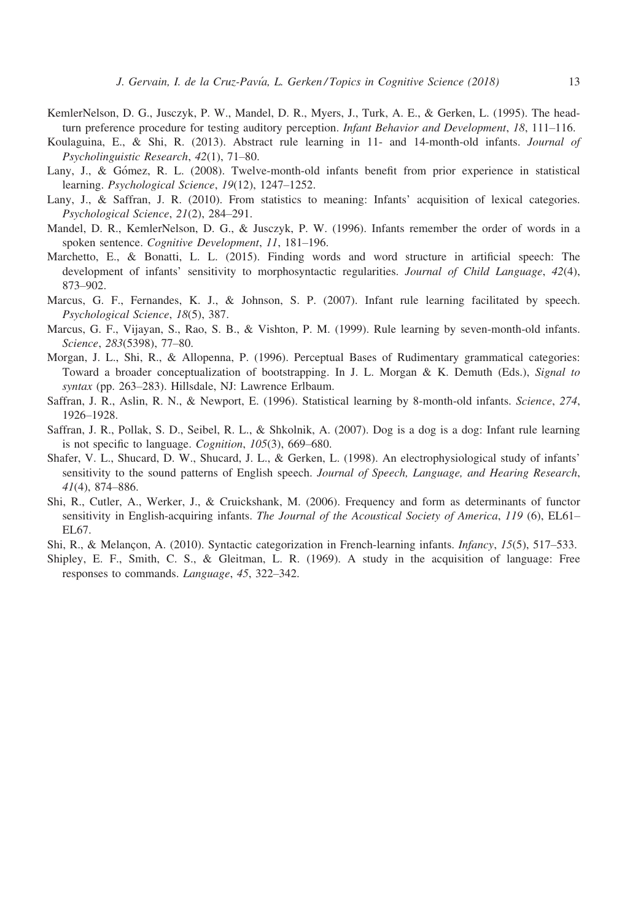KemlerNelson, D. G., Jusczyk, P. W., Mandel, D. R., Myers, J., Turk, A. E., & Gerken, L. (1995). The head-turn preference procedure for testing auditory perception. *Infant Behavior and Development*, *18*, 111–116.

Koulaguina, E., & Shi, R. (2013). Abstract rule learning in 11- and 14-month-old infants. *Journal of Psycholinguistic Research*, *42*(1), 71–80.

Lany, J., & Gómez, R. L. (2008). Twelve-month-old infants benefit from prior experience in statistical learning. *Psychological Science*, *19*(12), 1247–1252.

Lany, J., & Saffran, J. R. (2010). From statistics to meaning: Infants' acquisition of lexical categories. *Psychological Science*, *21*(2), 284–291.

Mandel, D. R., KemlerNelson, D. G., & Jusczyk, P. W. (1996). Infants remember the order of words in a spoken sentence. *Cognitive Development*, *11*, 181–196.

Marchetto, E., & Bonatti, L. L. (2015). Finding words and word structure in artificial speech: The development of infants' sensitivity to morphosyntactic regularities. *Journal of Child Language*, *42*(4), 873–902.

Marcus, G. F., Fernandes, K. J., & Johnson, S. P. (2007). Infant rule learning facilitated by speech. *Psychological Science*, *18*(5), 387.

Marcus, G. F., Vijayan, S., Rao, S. B., & Vishton, P. M. (1999). Rule learning by seven-month-old infants. *Science*, *283*(5398), 77–80.

Morgan, J. L., Shi, R., & Allopenna, P. (1996). Perceptual Bases of Rudimentary grammatical categories: Toward a broader conceptualization of bootstrapping. In J. L. Morgan & K. Demuth (Eds.), *Signal to syntax* (pp. 263–283). Hillsdale, NJ: Lawrence Erlbaum.

Saffran, J. R., Aslin, R. N., & Newport, E. (1996). Statistical learning by 8-month-old infants. *Science*, *274*, 1926–1928.

Saffran, J. R., Pollak, S. D., Seibel, R. L., & Shkolnik, A. (2007). Dog is a dog is a dog: Infant rule learning is not specific to language. *Cognition*, *105*(3), 669–680.

Shafer, V. L., Shucard, D. W., Shucard, J. L., & Gerken, L. (1998). An electrophysiological study of infants' sensitivity to the sound patterns of English speech. *Journal of Speech, Language, and Hearing Research*, *41*(4), 874–886.

Shi, R., Cutler, A., Werker, J., & Cruickshank, M. (2006). Frequency and form as determinants of functor sensitivity in English-acquiring infants. *The Journal of the Acoustical Society of America*, *119* (6), EL61–EL67.

Shi, R., & Melançon, A. (2010). Syntactic categorization in French-learning infants. *Infancy*, *15*(5), 517–533.

Shipley, E. F., Smith, C. S., & Gleitman, L. R. (1969). A study in the acquisition of language: Free responses to commands. *Language*, *45*, 322–342.